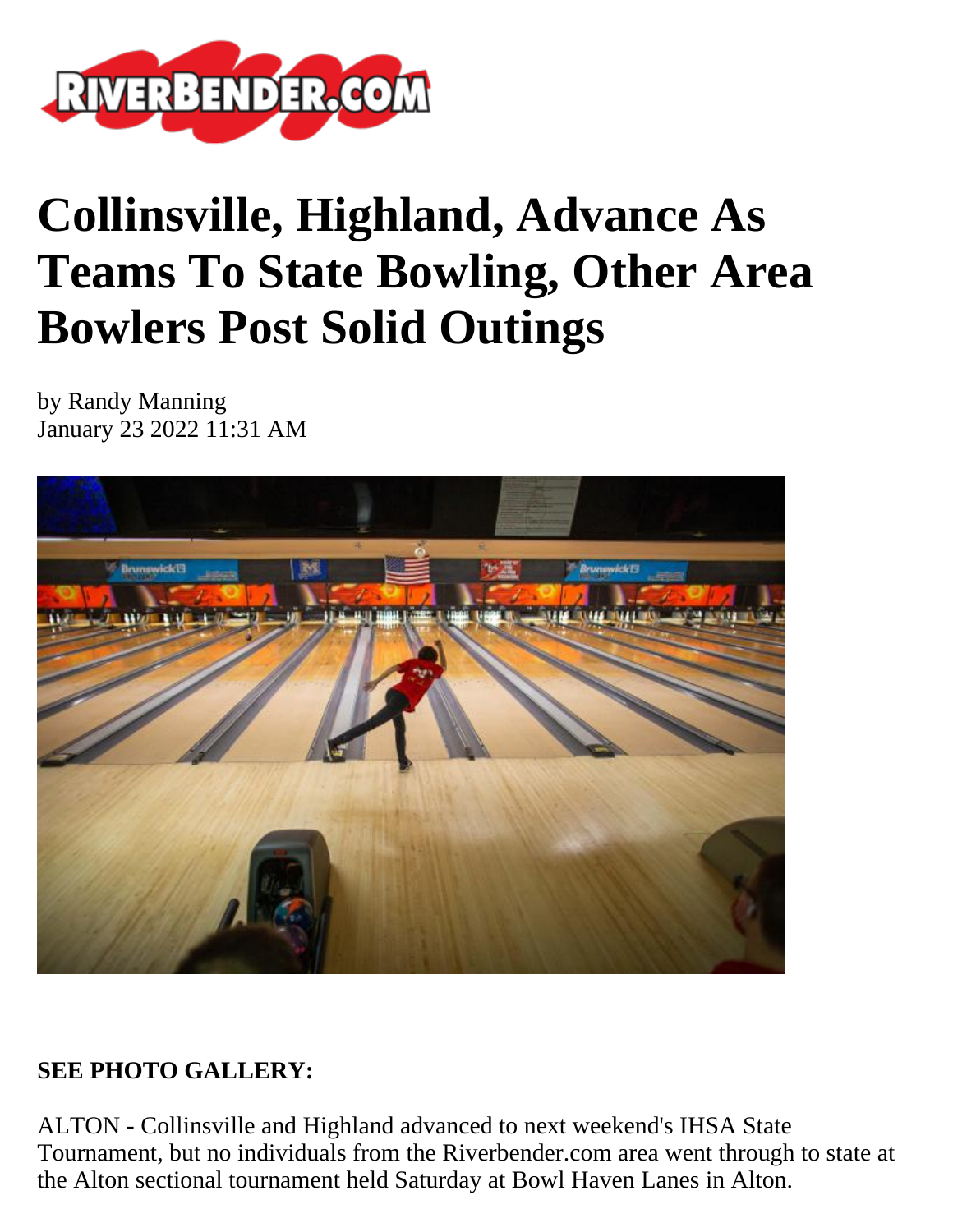# Collinsville, Highland, Advance As Teams To State Bowling, Other Area Bowlers Post Solid Outings

by Randy Manning
January 23 2022 11:31 AM

**SEE PHOTO GALLERY:**

ALTON - Collinsville and Highland advanced to next weekend's IHSA State Tournament, but no individuals from the Riverbender.com area went through to state at the Alton sectional tournament held Saturday at Bowl Haven Lanes in Alton.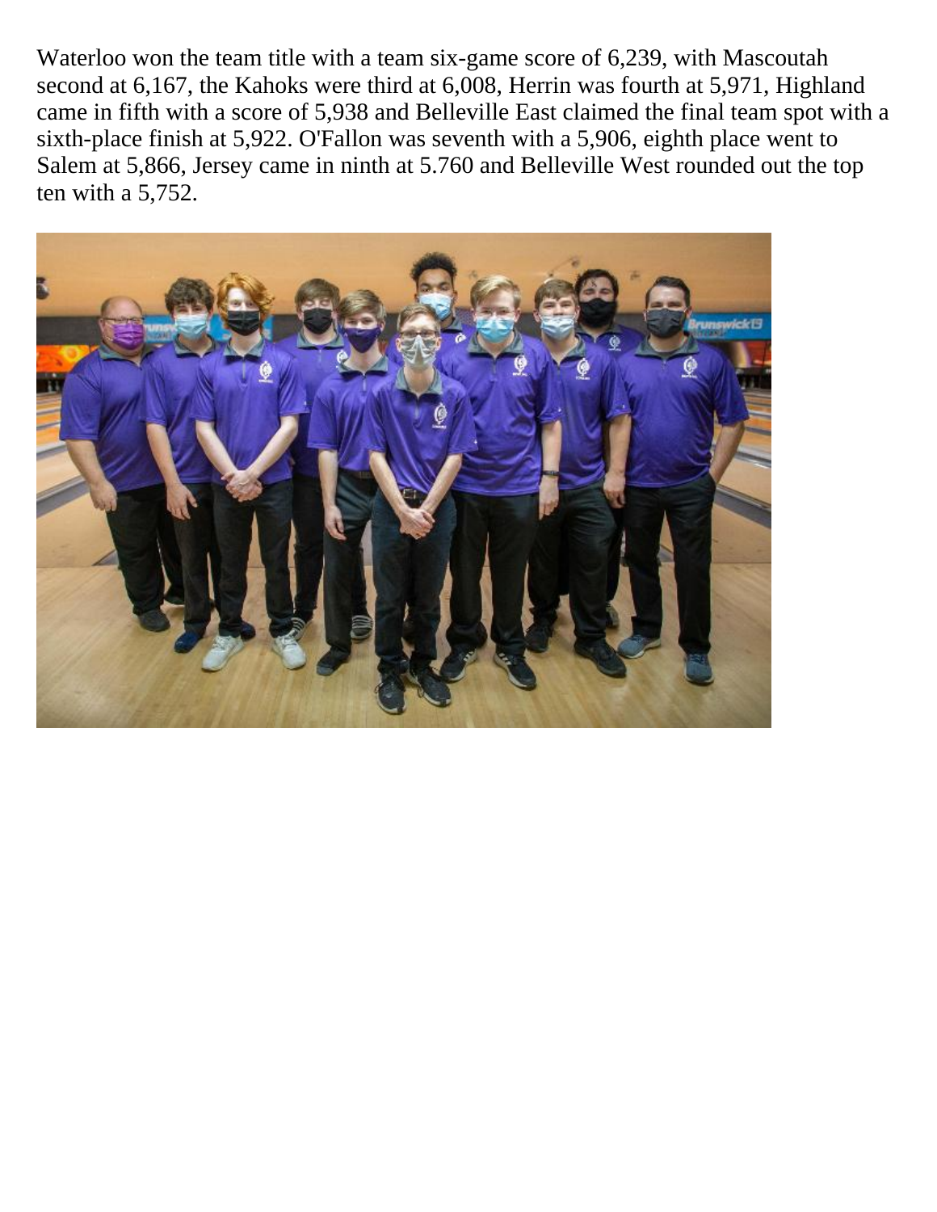Waterloo won the team title with a team six-game score of 6,239, with Mascoutah second at 6,167, the Kahoks were third at 6,008, Herrin was fourth at 5,971, Highland came in fifth with a score of 5,938 and Belleville East claimed the final team spot with a sixth-place finish at 5,922. O'Fallon was seventh with a 5,906, eighth place went to Salem at 5,866, Jersey came in ninth at 5.760 and Belleville West rounded out the top ten with a 5,752.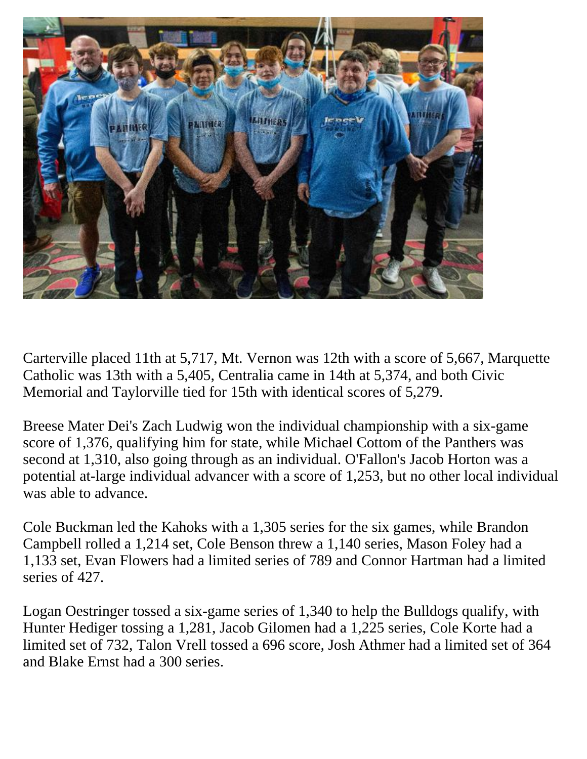Carterville placed 11th at 5,717, Mt. Vernon was 12th with a score of 5,667, Marquette Catholic was 13th with a 5,405, Centralia came in 14th at 5,374, and both Civic Memorial and Taylorville tied for 15th with identical scores of 5,279.

Breese Mater Dei's Zach Ludwig won the individual championship with a six-game score of 1,376, qualifying him for state, while Michael Cottom of the Panthers was second at 1,310, also going through as an individual. O'Fallon's Jacob Horton was a potential at-large individual advancer with a score of 1,253, but no other local individual was able to advance.

Cole Buckman led the Kahoks with a 1,305 series for the six games, while Brandon Campbell rolled a 1,214 set, Cole Benson threw a 1,140 series, Mason Foley had a 1,133 set, Evan Flowers had a limited series of 789 and Connor Hartman had a limited series of 427.

Logan Oestringer tossed a six-game series of 1,340 to help the Bulldogs qualify, with Hunter Hediger tossing a 1,281, Jacob Gilomen had a 1,225 series, Cole Korte had a limited set of 732, Talon Vrell tossed a 696 score, Josh Athmer had a limited set of 364 and Blake Ernst had a 300 series.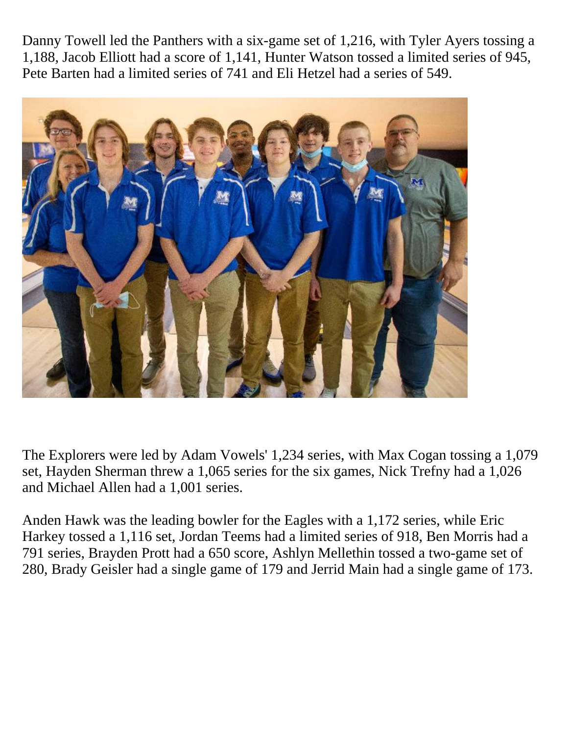Danny Towell led the Panthers with a six-game set of 1,216, with Tyler Ayers tossing a 1,188, Jacob Elliott had a score of 1,141, Hunter Watson tossed a limited series of 945, Pete Barten had a limited series of 741 and Eli Hetzel had a series of 549.

The Explorers were led by Adam Vowels' 1,234 series, with Max Cogan tossing a 1,079 set, Hayden Sherman threw a 1,065 series for the six games, Nick Trefny had a 1,026 and Michael Allen had a 1,001 series.

Anden Hawk was the leading bowler for the Eagles with a 1,172 series, while Eric Harkey tossed a 1,116 set, Jordan Teems had a limited series of 918, Ben Morris had a 791 series, Brayden Prott had a 650 score, Ashlyn Mellethin tossed a two-game set of 280, Brady Geisler had a single game of 179 and Jerrid Main had a single game of 173.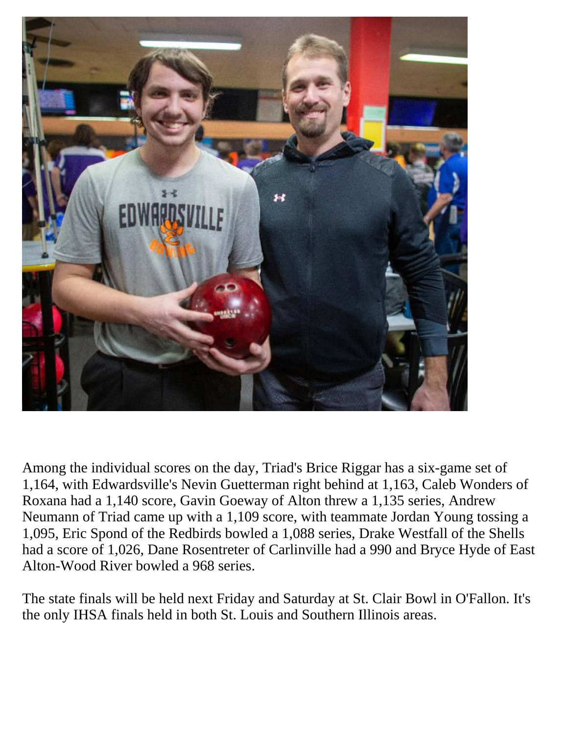Among the individual scores on the day, Triad's Brice Riggar has a six-game set of 1,164, with Edwardsville's Nevin Guetterman right behind at 1,163, Caleb Wonders of Roxana had a 1,140 score, Gavin Goeway of Alton threw a 1,135 series, Andrew Neumann of Triad came up with a 1,109 score, with teammate Jordan Young tossing a 1,095, Eric Spond of the Redbirds bowled a 1,088 series, Drake Westfall of the Shells had a score of 1,026, Dane Rosentreter of Carlinville had a 990 and Bryce Hyde of East Alton-Wood River bowled a 968 series.

The state finals will be held next Friday and Saturday at St. Clair Bowl in O'Fallon. It's the only IHSA finals held in both St. Louis and Southern Illinois areas.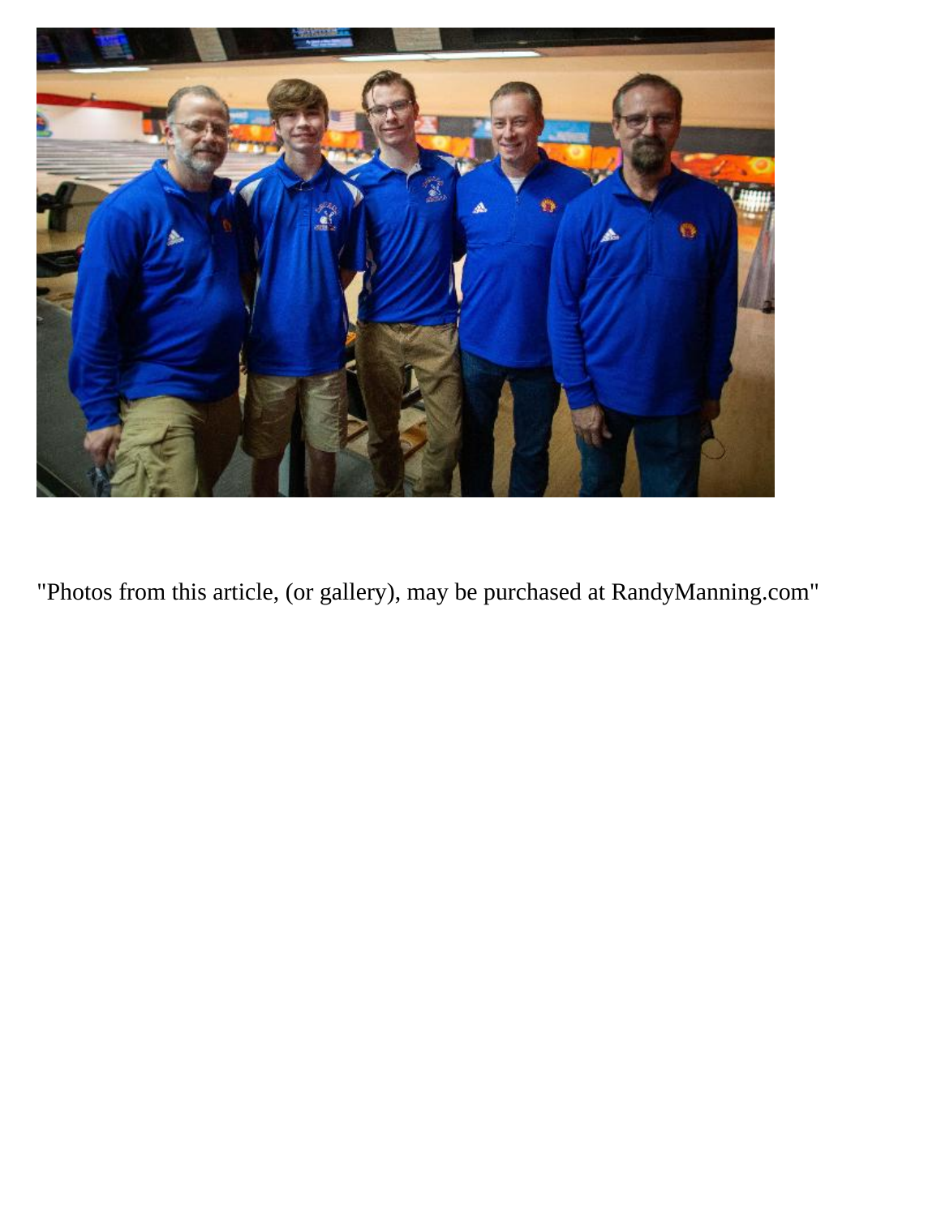"Photos from this article, (or gallery), may be purchased at RandyManning.com"